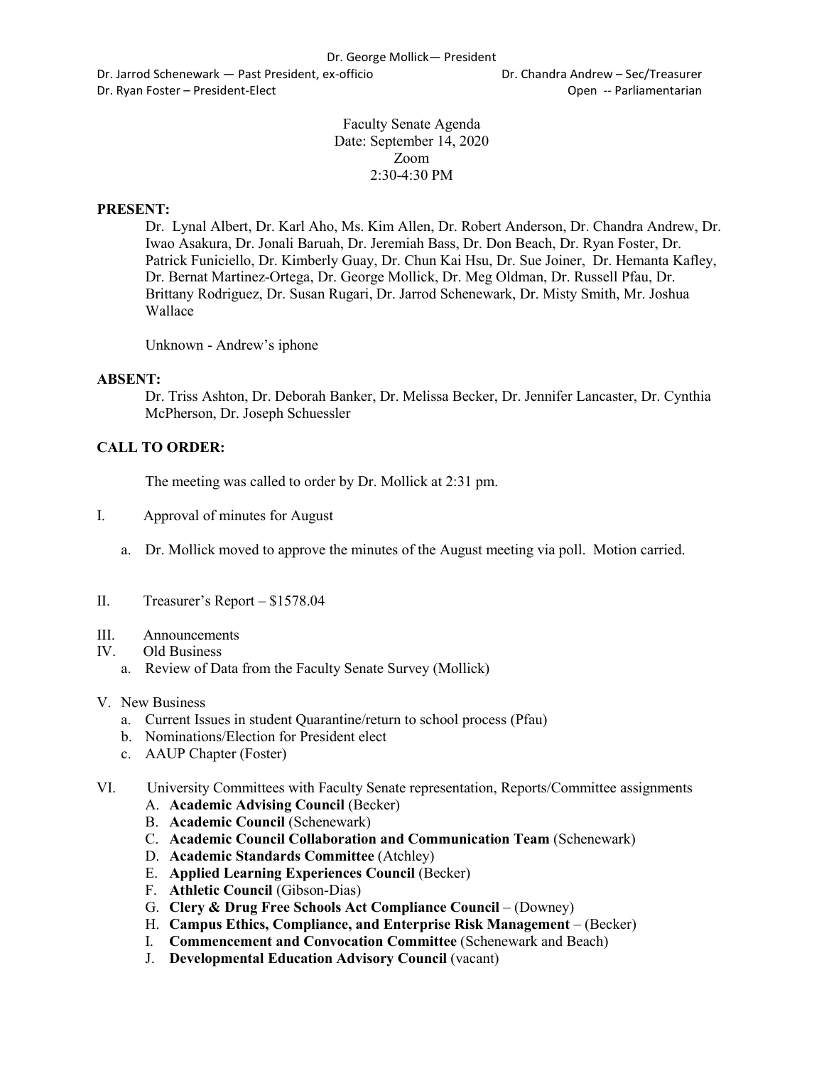Dr. George Mollick— President

Dr. Jarrod Schenewark — Past President, ex-officio

Dr. Chandra Andrew – Sec/Treasurer

Dr. Ryan Foster – President-Elect

Open -- Parliamentarian

Faculty Senate Agenda
Date: September 14, 2020
Zoom
2:30-4:30 PM

**PRESENT:**

Dr. Lynal Albert, Dr. Karl Aho, Ms. Kim Allen, Dr. Robert Anderson, Dr. Chandra Andrew, Dr. Iwao Asakura, Dr. Jonali Baruah, Dr. Jeremiah Bass, Dr. Don Beach, Dr. Ryan Foster, Dr. Patrick Funiciello, Dr. Kimberly Guay, Dr. Chun Kai Hsu, Dr. Sue Joiner, Dr. Hemanta Kafley, Dr. Bernat Martinez-Ortega, Dr. George Mollick, Dr. Meg Oldman, Dr. Russell Pfau, Dr. Brittany Rodriguez, Dr. Susan Rugari, Dr. Jarrod Schenewark, Dr. Misty Smith, Mr. Joshua Wallace

Unknown - Andrew's iphone

**ABSENT:**

Dr. Triss Ashton, Dr. Deborah Banker, Dr. Melissa Becker, Dr. Jennifer Lancaster, Dr. Cynthia McPherson, Dr. Joseph Schuessler

**CALL TO ORDER:**

The meeting was called to order by Dr. Mollick at 2:31 pm.

I. Approval of minutes for August

   a. Dr. Mollick moved to approve the minutes of the August meeting via poll. Motion carried.

II. Treasurer's Report – $1578.04

III. Announcements

IV. Old Business

   a. Review of Data from the Faculty Senate Survey (Mollick)

V. New Business

   a. Current Issues in student Quarantine/return to school process (Pfau)
   b. Nominations/Election for President elect
   c. AAUP Chapter (Foster)

VI. University Committees with Faculty Senate representation, Reports/Committee assignments

   A. **Academic Advising Council** (Becker)
   B. **Academic Council** (Schenewark)
   C. **Academic Council Collaboration and Communication Team** (Schenewark)
   D. **Academic Standards Committee** (Atchley)
   E. **Applied Learning Experiences Council** (Becker)
   F. **Athletic Council** (Gibson-Dias)
   G. **Clery & Drug Free Schools Act Compliance Council** – (Downey)
   H. **Campus Ethics, Compliance, and Enterprise Risk Management** – (Becker)
   I. **Commencement and Convocation Committee** (Schenewark and Beach)
   J. **Developmental Education Advisory Council** (vacant)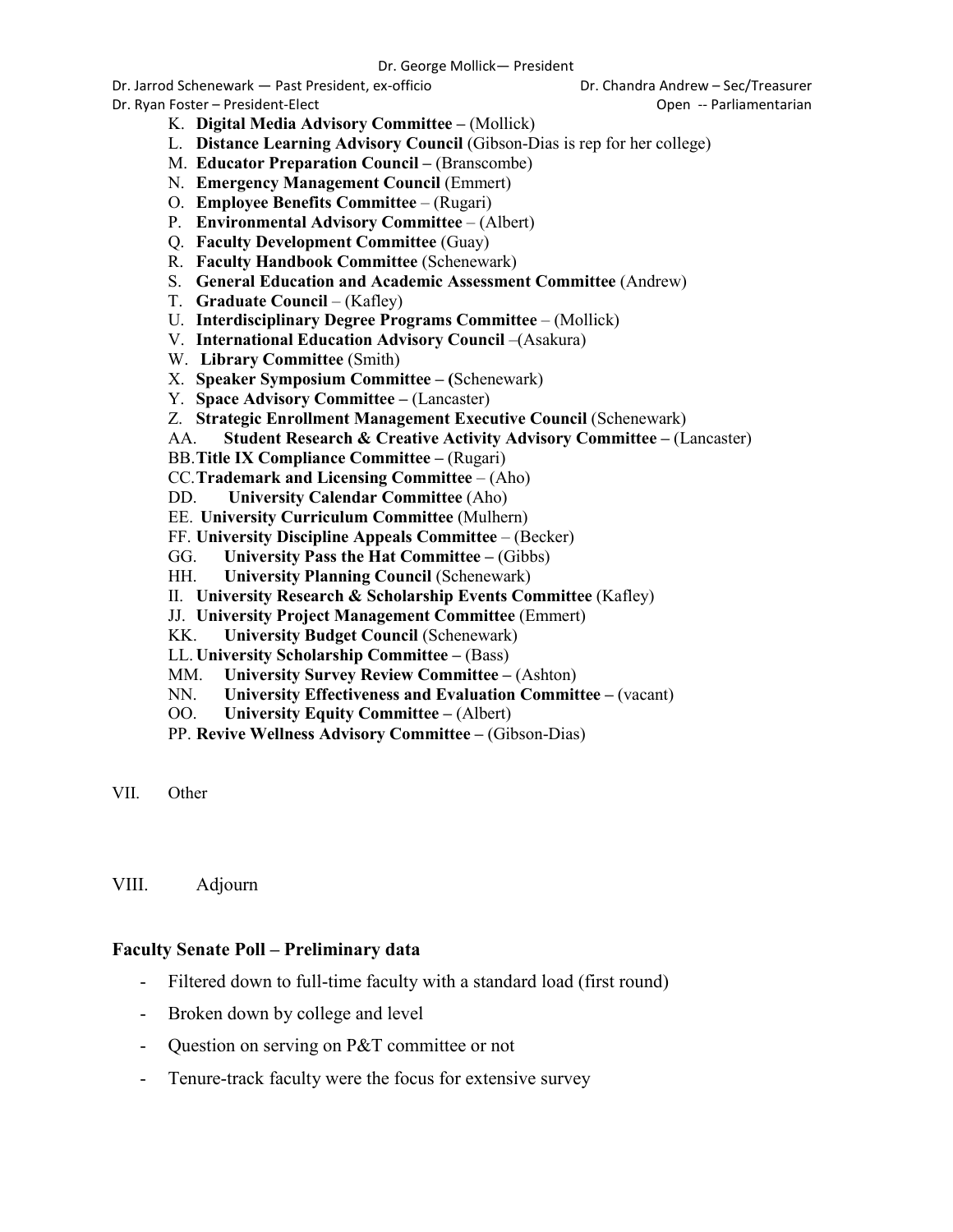K. **Digital Media Advisory Committee –** (Mollick)
L. **Distance Learning Advisory Council** (Gibson-Dias is rep for her college)
M. **Educator Preparation Council –** (Branscombe)
N. **Emergency Management Council** (Emmert)
O. **Employee Benefits Committee** – (Rugari)
P. **Environmental Advisory Committee** – (Albert)
Q. **Faculty Development Committee** (Guay)
R. **Faculty Handbook Committee** (Schenewark)
S. **General Education and Academic Assessment Committee** (Andrew)
T. **Graduate Council** – (Kafley)
U. **Interdisciplinary Degree Programs Committee** – (Mollick)
V. **International Education Advisory Council** –(Asakura)
W. **Library Committee** (Smith)
X. **Speaker Symposium Committee – (**Schenewark)
Y. **Space Advisory Committee –** (Lancaster)
Z. **Strategic Enrollment Management Executive Council** (Schenewark)
AA. **Student Research & Creative Activity Advisory Committee –** (Lancaster)
BB. **Title IX Compliance Committee –** (Rugari)
CC. **Trademark and Licensing Committee** – (Aho)
DD. **University Calendar Committee** (Aho)
EE. **University Curriculum Committee** (Mulhern)
FF. **University Discipline Appeals Committee** – (Becker)
GG. **University Pass the Hat Committee –** (Gibbs)
HH. **University Planning Council** (Schenewark)
II. **University Research & Scholarship Events Committee** (Kafley)
JJ. **University Project Management Committee** (Emmert)
KK. **University Budget Council** (Schenewark)
LL. **University Scholarship Committee –** (Bass)
MM. **University Survey Review Committee –** (Ashton)
NN. **University Effectiveness and Evaluation Committee –** (vacant)
OO. **University Equity Committee –** (Albert)
PP. **Revive Wellness Advisory Committee –** (Gibson-Dias)

VII. Other

VIII. Adjourn

**Faculty Senate Poll – Preliminary data**

- Filtered down to full-time faculty with a standard load (first round)
- Broken down by college and level
- Question on serving on P&T committee or not
- Tenure-track faculty were the focus for extensive survey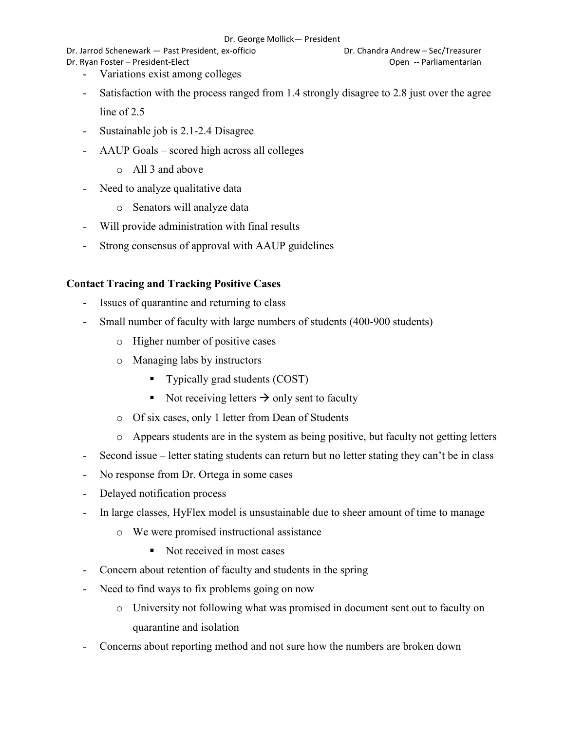- Variations exist among colleges
- Satisfaction with the process ranged from 1.4 strongly disagree to 2.8 just over the agree line of 2.5
- Sustainable job is 2.1-2.4 Disagree
- AAUP Goals – scored high across all colleges
    - All 3 and above
- Need to analyze qualitative data
    - Senators will analyze data
- Will provide administration with final results
- Strong consensus of approval with AAUP guidelines

**Contact Tracing and Tracking Positive Cases**

- Issues of quarantine and returning to class
- Small number of faculty with large numbers of students (400-900 students)
    - Higher number of positive cases
    - Managing labs by instructors
        - Typically grad students (COST)
        - Not receiving letters → only sent to faculty
    - Of six cases, only 1 letter from Dean of Students
    - Appears students are in the system as being positive, but faculty not getting letters
- Second issue – letter stating students can return but no letter stating they can't be in class
- No response from Dr. Ortega in some cases
- Delayed notification process
- In large classes, HyFlex model is unsustainable due to sheer amount of time to manage
    - We were promised instructional assistance
        - Not received in most cases
- Concern about retention of faculty and students in the spring
- Need to find ways to fix problems going on now
    - University not following what was promised in document sent out to faculty on quarantine and isolation
- Concerns about reporting method and not sure how the numbers are broken down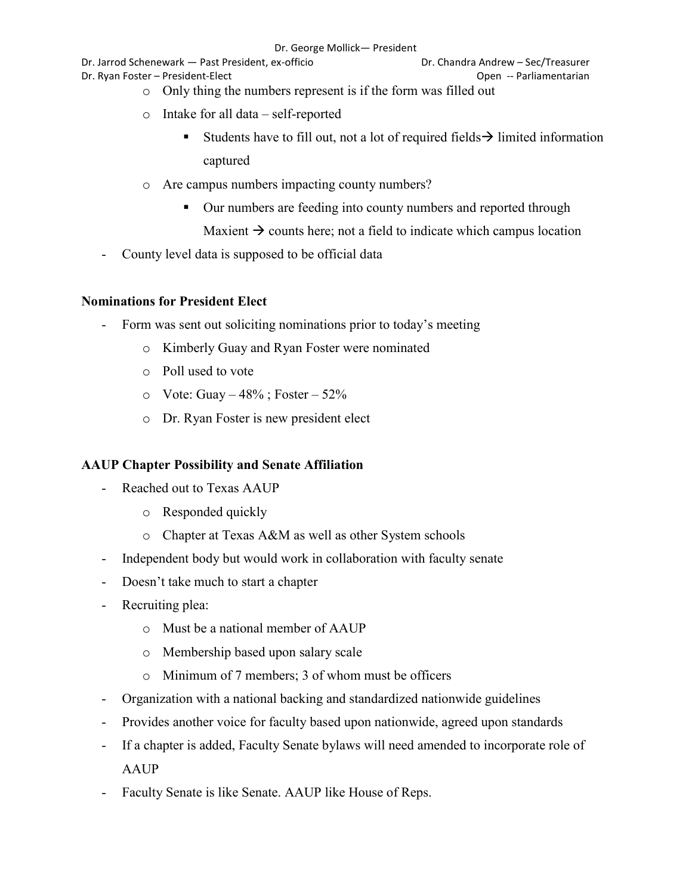- Only thing the numbers represent is if the form was filled out
  - Intake for all data – self-reported
    - Students have to fill out, not a lot of required fields→ limited information captured
  - Are campus numbers impacting county numbers?
    - Our numbers are feeding into county numbers and reported through Maxient → counts here; not a field to indicate which campus location
- County level data is supposed to be official data

**Nominations for President Elect**

- Form was sent out soliciting nominations prior to today's meeting
  - Kimberly Guay and Ryan Foster were nominated
  - Poll used to vote
  - Vote: Guay – 48% ; Foster – 52%
  - Dr. Ryan Foster is new president elect

**AAUP Chapter Possibility and Senate Affiliation**

- Reached out to Texas AAUP
  - Responded quickly
  - Chapter at Texas A&M as well as other System schools
- Independent body but would work in collaboration with faculty senate
- Doesn't take much to start a chapter
- Recruiting plea:
  - Must be a national member of AAUP
  - Membership based upon salary scale
  - Minimum of 7 members; 3 of whom must be officers
- Organization with a national backing and standardized nationwide guidelines
- Provides another voice for faculty based upon nationwide, agreed upon standards
- If a chapter is added, Faculty Senate bylaws will need amended to incorporate role of AAUP
- Faculty Senate is like Senate. AAUP like House of Reps.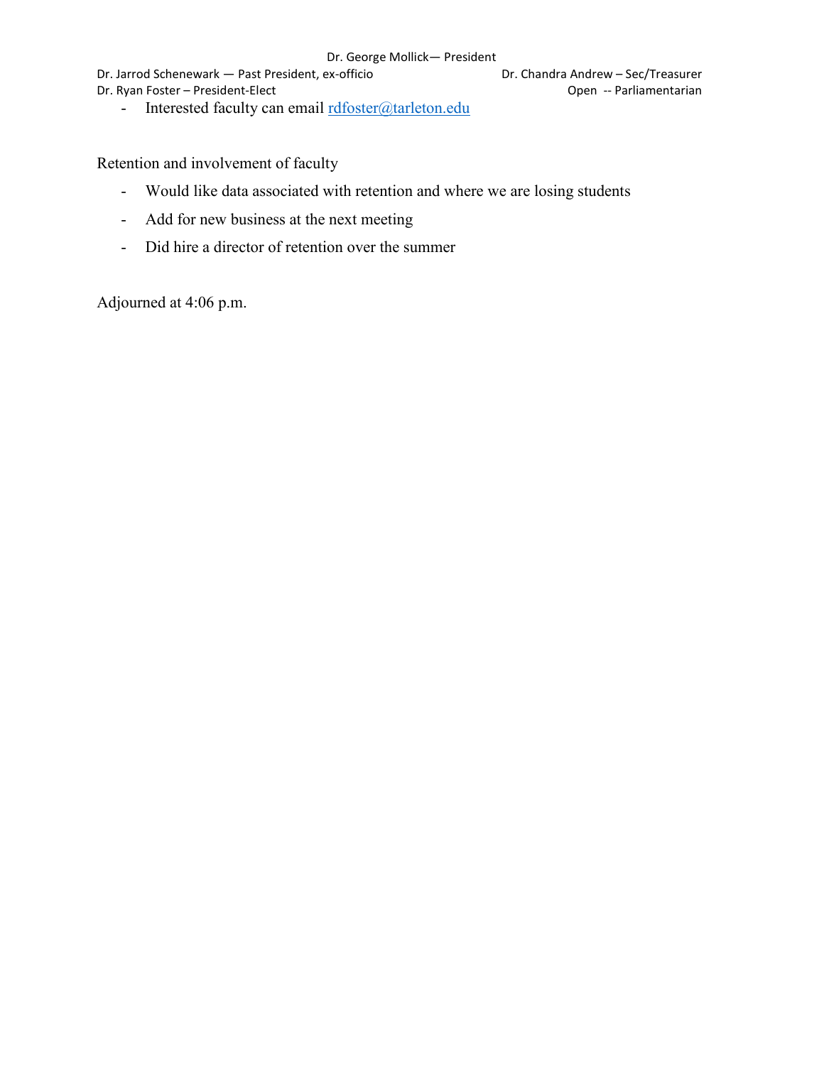- Interested faculty can email rdfoster@tarleton.edu

Retention and involvement of faculty

- Would like data associated with retention and where we are losing students
- Add for new business at the next meeting
- Did hire a director of retention over the summer

Adjourned at 4:06 p.m.